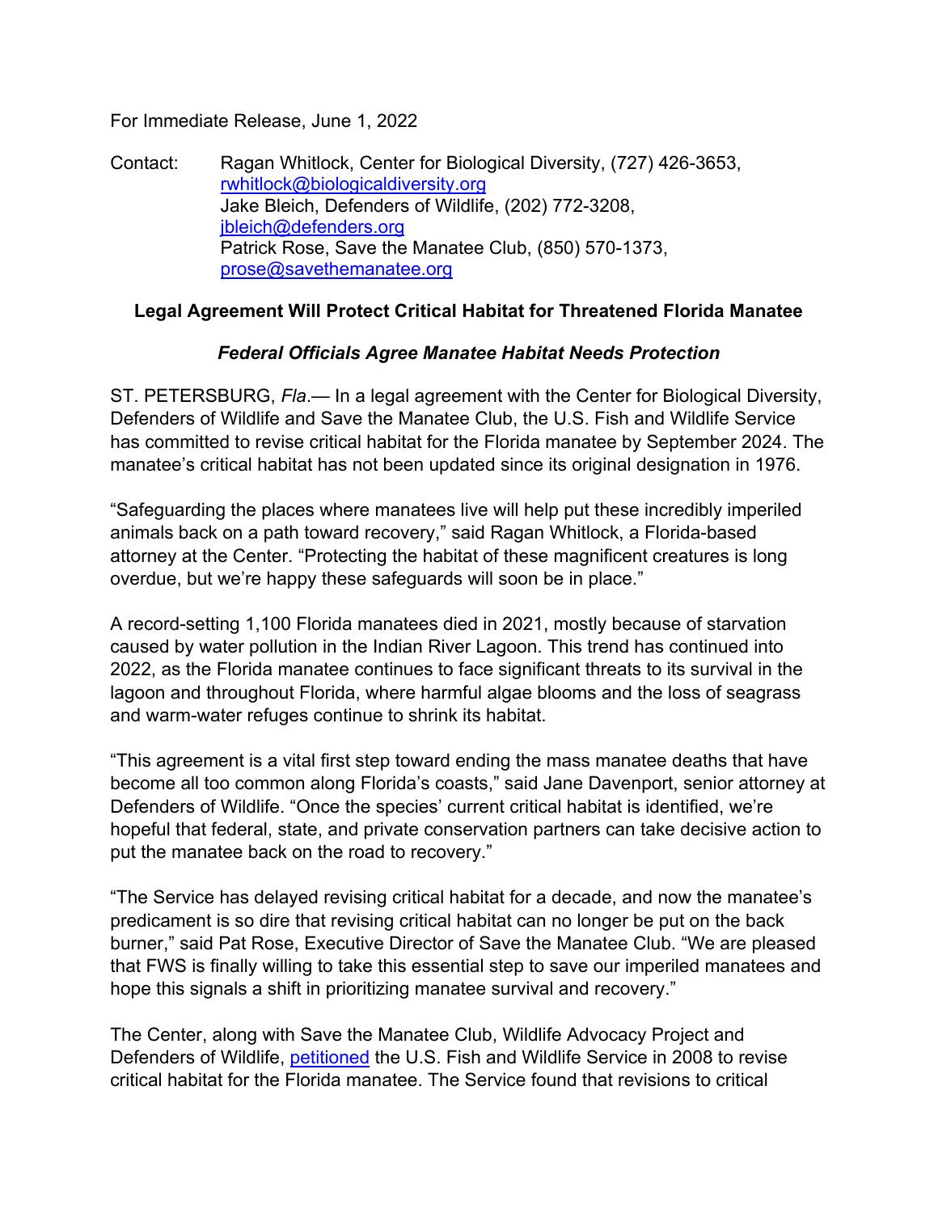For Immediate Release, June 1, 2022

Contact: Ragan Whitlock, Center for Biological Diversity, (727) 426-3653, [rwhitlock@biologicaldiversity.org](mailto:rwhitlock@biologicaldiversity.org)
Jake Bleich, Defenders of Wildlife, (202) 772-3208, [jbleich@defenders.org](mailto:jbleich@defenders.org)
Patrick Rose, Save the Manatee Club, (850) 570-1373, [prose@savethemanatee.org](mailto:prose@savethemanatee.org)

## Legal Agreement Will Protect Critical Habitat for Threatened Florida Manatee

### *Federal Officials Agree Manatee Habitat Needs Protection*

ST. PETERSBURG, *Fla*.— In a legal agreement with the Center for Biological Diversity, Defenders of Wildlife and Save the Manatee Club, the U.S. Fish and Wildlife Service has committed to revise critical habitat for the Florida manatee by September 2024. The manatee's critical habitat has not been updated since its original designation in 1976.

"Safeguarding the places where manatees live will help put these incredibly imperiled animals back on a path toward recovery," said Ragan Whitlock, a Florida-based attorney at the Center. "Protecting the habitat of these magnificent creatures is long overdue, but we're happy these safeguards will soon be in place."

A record-setting 1,100 Florida manatees died in 2021, mostly because of starvation caused by water pollution in the Indian River Lagoon. This trend has continued into 2022, as the Florida manatee continues to face significant threats to its survival in the lagoon and throughout Florida, where harmful algae blooms and the loss of seagrass and warm-water refuges continue to shrink its habitat.

"This agreement is a vital first step toward ending the mass manatee deaths that have become all too common along Florida's coasts," said Jane Davenport, senior attorney at Defenders of Wildlife. "Once the species' current critical habitat is identified, we're hopeful that federal, state, and private conservation partners can take decisive action to put the manatee back on the road to recovery."

"The Service has delayed revising critical habitat for a decade, and now the manatee's predicament is so dire that revising critical habitat can no longer be put on the back burner," said Pat Rose, Executive Director of Save the Manatee Club. "We are pleased that FWS is finally willing to take this essential step to save our imperiled manatees and hope this signals a shift in prioritizing manatee survival and recovery."

The Center, along with Save the Manatee Club, Wildlife Advocacy Project and Defenders of Wildlife, petitioned the U.S. Fish and Wildlife Service in 2008 to revise critical habitat for the Florida manatee. The Service found that revisions to critical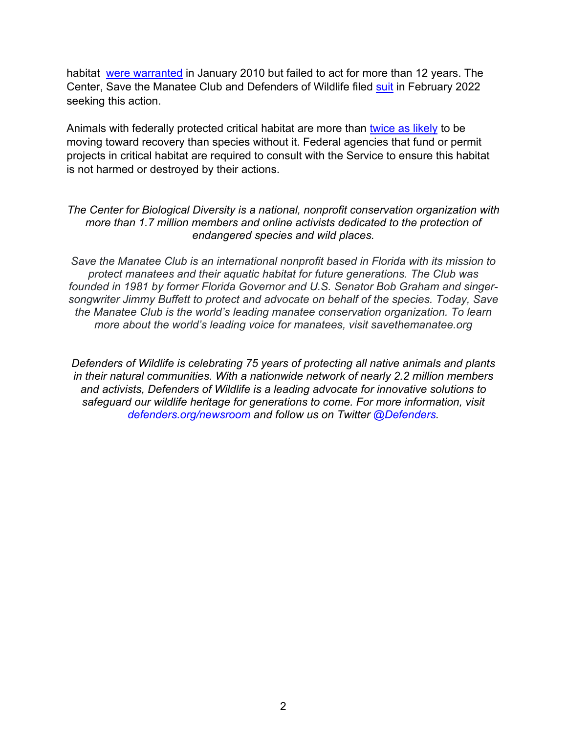habitat were warranted in January 2010 but failed to act for more than 12 years. The Center, Save the Manatee Club and Defenders of Wildlife filed suit in February 2022 seeking this action.

Animals with federally protected critical habitat are more than twice as likely to be moving toward recovery than species without it. Federal agencies that fund or permit projects in critical habitat are required to consult with the Service to ensure this habitat is not harmed or destroyed by their actions.

*The Center for Biological Diversity is a national, nonprofit conservation organization with more than 1.7 million members and online activists dedicated to the protection of endangered species and wild places.*

*Save the Manatee Club is an international nonprofit based in Florida with its mission to protect manatees and their aquatic habitat for future generations. The Club was founded in 1981 by former Florida Governor and U.S. Senator Bob Graham and singer-songwriter Jimmy Buffett to protect and advocate on behalf of the species. Today, Save the Manatee Club is the world's leading manatee conservation organization. To learn more about the world's leading voice for manatees, visit savethemanatee.org*

*Defenders of Wildlife is celebrating 75 years of protecting all native animals and plants in their natural communities. With a nationwide network of nearly 2.2 million members and activists, Defenders of Wildlife is a leading advocate for innovative solutions to safeguard our wildlife heritage for generations to come. For more information, visit defenders.org/newsroom and follow us on Twitter @Defenders.*